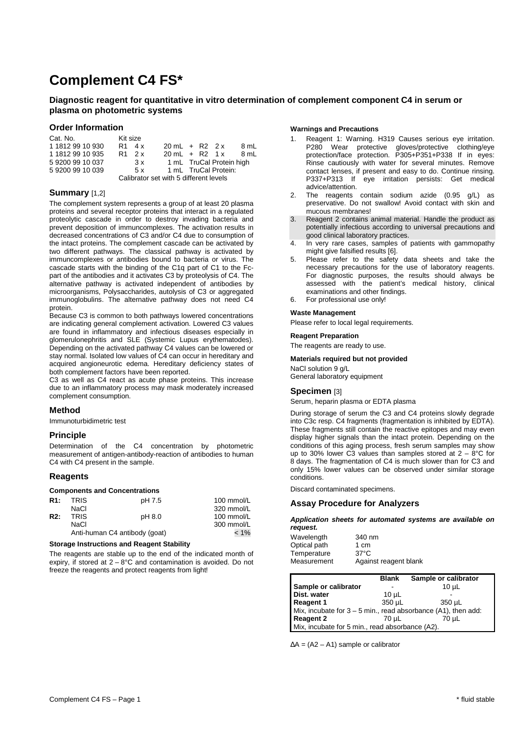# Complement C4 FS*

**Diagnostic reagent for quantitative in vitro determination of complement component C4 in serum or plasma on photometric systems**

## Order Information

| Cat. No. | Kit size | |
|---|---|---|
| 1 1812 99 10 930 | R1 4 x | 20 mL + R2 2 x 8 mL |
| 1 1812 99 10 935 | R1 2 x | 20 mL + R2 1 x 8 mL |
| 5 9200 99 10 037 | 3 x | 1 mL TruCal Protein high |
| 5 9200 99 10 039 | 5 x | 1 mL TruCal Protein: |
| | | Calibrator set with 5 different levels |

## Summary [1,2]

The complement system represents a group of at least 20 plasma proteins and several receptor proteins that interact in a regulated proteolytic cascade in order to destroy invading bacteria and prevent deposition of immuncomplexes. The activation results in decreased concentrations of C3 and/or C4 due to consumption of the intact proteins. The complement cascade can be activated by two different pathways. The classical pathway is activated by immuncomplexes or antibodies bound to bacteria or virus. The cascade starts with the binding of the C1q part of C1 to the Fc-part of the antibodies and it activates C3 by proteolysis of C4. The alternative pathway is activated independent of antibodies by microorganisms, Polysaccharides, autolysis of C3 or aggregated immunoglobulins. The alternative pathway does not need C4 protein.

Because C3 is common to both pathways lowered concentrations are indicating general complement activation. Lowered C3 values are found in inflammatory and infectious diseases especially in glomerulonephritis and SLE (Systemic Lupus erythematodes). Depending on the activated pathway C4 values can be lowered or stay normal. Isolated low values of C4 can occur in hereditary and acquired angioneurotic edema. Hereditary deficiency states of both complement factors have been reported.

C3 as well as C4 react as acute phase proteins. This increase due to an inflammatory process may mask moderately increased complement consumption.

## Method

Immunoturbidimetric test

## Principle

Determination of the C4 concentration by photometric measurement of antigen-antibody-reaction of antibodies to human C4 with C4 present in the sample.

## Reagents

#### Components and Concentrations

| | | | |
|---|---|---|---|
| **R1:** | TRIS | pH 7.5 | 100 mmol/L |
| | NaCl | | 320 mmol/L |
| **R2:** | TRIS | pH 8.0 | 100 mmol/L |
| | NaCl | | 300 mmol/L |
| | Anti-human C4 antibody (goat) | | < 1% |

#### Storage Instructions and Reagent Stability

The reagents are stable up to the end of the indicated month of expiry, if stored at 2 – 8°C and contamination is avoided. Do not freeze the reagents and protect reagents from light!

#### Warnings and Precautions

1. Reagent 1: Warning. H319 Causes serious eye irritation. P280 Wear protective gloves/protective clothing/eye protection/face protection. P305+P351+P338 If in eyes: Rinse cautiously with water for several minutes. Remove contact lenses, if present and easy to do. Continue rinsing. P337+P313 If eye irritation persists: Get medical advice/attention.
2. The reagents contain sodium azide (0.95 g/L) as preservative. Do not swallow! Avoid contact with skin and mucous membranes!
3. Reagent 2 contains animal material. Handle the product as potentially infectious according to universal precautions and good clinical laboratory practices.
4. In very rare cases, samples of patients with gammopathy might give falsified results [6].
5. Please refer to the safety data sheets and take the necessary precautions for the use of laboratory reagents. For diagnostic purposes, the results should always be assessed with the patient's medical history, clinical examinations and other findings.
6. For professional use only!

#### Waste Management

Please refer to local legal requirements.

#### Reagent Preparation

The reagents are ready to use.

#### Materials required but not provided

NaCl solution 9 g/L
General laboratory equipment

## Specimen [3]

Serum, heparin plasma or EDTA plasma

During storage of serum the C3 and C4 proteins slowly degrade into C3c resp. C4 fragments (fragmentation is inhibited by EDTA). These fragments still contain the reactive epitopes and may even display higher signals than the intact protein. Depending on the conditions of this aging process, fresh serum samples may show up to 30% lower C3 values than samples stored at 2 – 8°C for 8 days. The fragmentation of C4 is much slower than for C3 and only 15% lower values can be observed under similar storage conditions.

Discard contaminated specimens.

## Assay Procedure for Analyzers

***Application sheets for automated systems are available on request.***

| | |
|---|---|
| Wavelength | 340 nm |
| Optical path | 1 cm |
| Temperature | 37°C |
| Measurement | Against reagent blank |

| | **Blank** | **Sample or calibrator** |
|---|---|---|
| **Sample or calibrator** | - | 10 µL |
| **Dist. water** | 10 µL | - |
| **Reagent 1** | 350 µL | 350 µL |
| Mix, incubate for 3 – 5 min., read absorbance (A1), then add: | | |
| **Reagent 2** | 70 µL | 70 µL |
| Mix, incubate for 5 min., read absorbance (A2). | | |

$\Delta A$ = (A2 – A1) sample or calibrator

\* fluid stable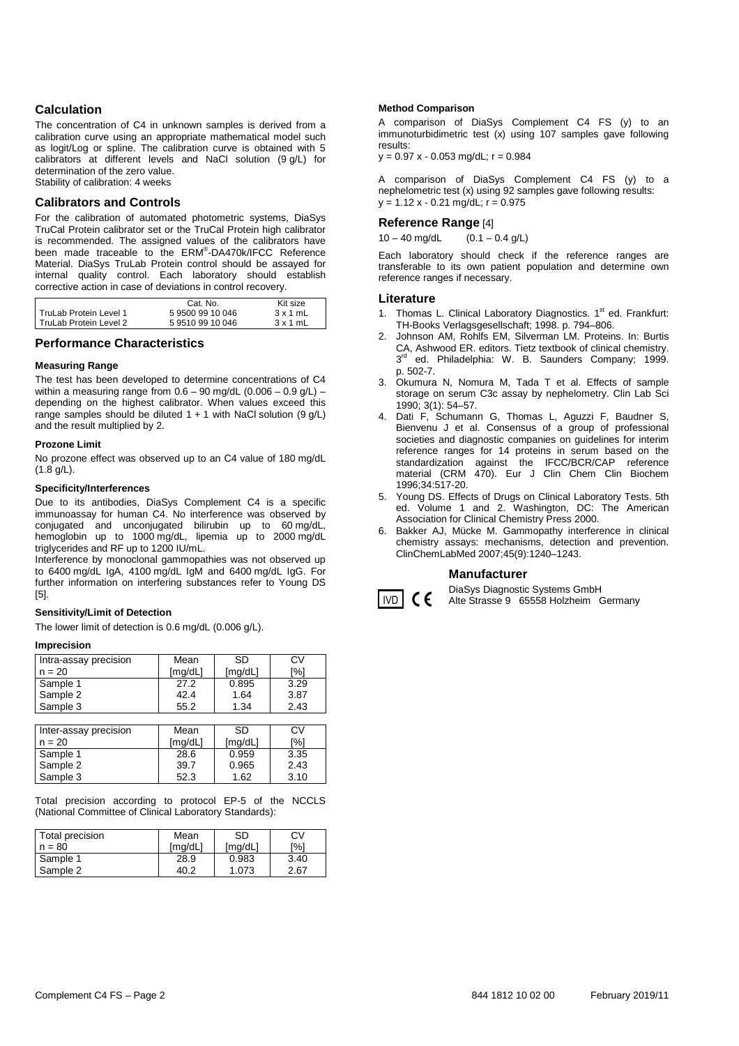## Calculation

The concentration of C4 in unknown samples is derived from a calibration curve using an appropriate mathematical model such as logit/Log or spline. The calibration curve is obtained with 5 calibrators at different levels and NaCl solution (9 g/L) for determination of the zero value.

Stability of calibration: 4 weeks

## Calibrators and Controls

For the calibration of automated photometric systems, DiaSys TruCal Protein calibrator set or the TruCal Protein high calibrator is recommended. The assigned values of the calibrators have been made traceable to the ERM®-DA470k/IFCC Reference Material. DiaSys TruLab Protein control should be assayed for internal quality control. Each laboratory should establish corrective action in case of deviations in control recovery.

| | Cat. No. | Kit size |
|---|---|---|
| TruLab Protein Level 1 | 5 9500 99 10 046 | 3 x 1 mL |
| TruLab Protein Level 2 | 5 9510 99 10 046 | 3 x 1 mL |

## Performance Characteristics

### Measuring Range

The test has been developed to determine concentrations of C4 within a measuring range from 0.6 – 90 mg/dL (0.006 – 0.9 g/L) – depending on the highest calibrator. When values exceed this range samples should be diluted 1 + 1 with NaCl solution (9 g/L) and the result multiplied by 2.

### Prozone Limit

No prozone effect was observed up to an C4 value of 180 mg/dL (1.8 g/L).

### Specificity/Interferences

Due to its antibodies, DiaSys Complement C4 is a specific immunoassay for human C4. No interference was observed by conjugated and unconjugated bilirubin up to 60 mg/dL, hemoglobin up to 1000 mg/dL, lipemia up to 2000 mg/dL triglycerides and RF up to 1200 IU/mL.

Interference by monoclonal gammopathies was not observed up to 6400 mg/dL IgA, 4100 mg/dL IgM and 6400 mg/dL IgG. For further information on interfering substances refer to Young DS [5].

### Sensitivity/Limit of Detection

The lower limit of detection is 0.6 mg/dL (0.006 g/L).

### Imprecision

| Intra-assay precision n = 20 | Mean [mg/dL] | SD [mg/dL] | CV [%] |
|---|---|---|---|
| Sample 1 | 27.2 | 0.895 | 3.29 |
| Sample 2 | 42.4 | 1.64 | 3.87 |
| Sample 3 | 55.2 | 1.34 | 2.43 |

| Inter-assay precision n = 20 | Mean [mg/dL] | SD [mg/dL] | CV [%] |
|---|---|---|---|
| Sample 1 | 28.6 | 0.959 | 3.35 |
| Sample 2 | 39.7 | 0.965 | 2.43 |
| Sample 3 | 52.3 | 1.62 | 3.10 |

Total precision according to protocol EP-5 of the NCCLS (National Committee of Clinical Laboratory Standards):

| Total precision n = 80 | Mean [mg/dL] | SD [mg/dL] | CV [%] |
|---|---|---|---|
| Sample 1 | 28.9 | 0.983 | 3.40 |
| Sample 2 | 40.2 | 1.073 | 2.67 |

### Method Comparison

A comparison of DiaSys Complement C4 FS (y) to an immunoturbidimetric test (x) using 107 samples gave following results:

$y = 0.97\,x - 0.053$ mg/dL; $r = 0.984$

A comparison of DiaSys Complement C4 FS (y) to a nephelometric test (x) using 92 samples gave following results:

$y = 1.12\,x - 0.21$ mg/dL; $r = 0.975$

## Reference Range [4]

10 – 40 mg/dL (0.1 – 0.4 g/L)

Each laboratory should check if the reference ranges are transferable to its own patient population and determine own reference ranges if necessary.

## Literature

1. Thomas L. Clinical Laboratory Diagnostics. 1st ed. Frankfurt: TH-Books Verlagsgesellschaft; 1998. p. 794–806.
2. Johnson AM, Rohlfs EM, Silverman LM. Proteins. In: Burtis CA, Ashwood ER. editors. Tietz textbook of clinical chemistry. 3rd ed. Philadelphia: W. B. Saunders Company; 1999. p. 502-7.
3. Okumura N, Nomura M, Tada T et al. Effects of sample storage on serum C3c assay by nephelometry. Clin Lab Sci 1990; 3(1): 54–57.
4. Dati F, Schumann G, Thomas L, Aguzzi F, Baudner S, Bienvenu J et al. Consensus of a group of professional societies and diagnostic companies on guidelines for interim reference ranges for 14 proteins in serum based on the standardization against the IFCC/BCR/CAP reference material (CRM 470). Eur J Clin Chem Clin Biochem 1996;34:517-20.
5. Young DS. Effects of Drugs on Clinical Laboratory Tests. 5th ed. Volume 1 and 2. Washington, DC: The American Association for Clinical Chemistry Press 2000.
6. Bakker AJ, Mücke M. Gammopathy interference in clinical chemistry assays: mechanisms, detection and prevention. ClinChemLabMed 2007;45(9):1240–1243.

## Manufacturer

IVD CE

DiaSys Diagnostic Systems GmbH
Alte Strasse 9 65558 Holzheim Germany

844 1812 10 02 00 February 2019/11